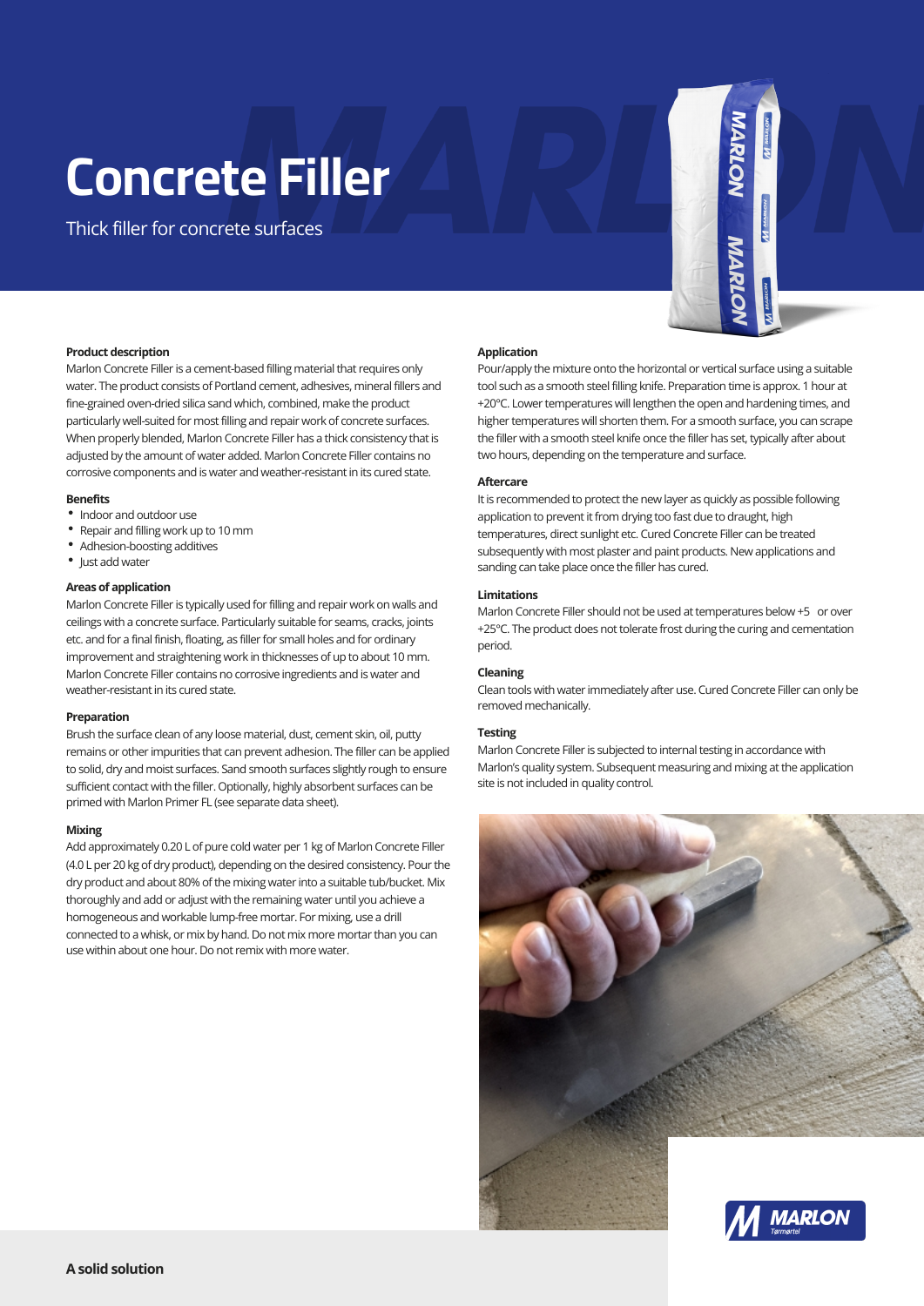# Concrete Filler

Thick filler for concrete surfaces

### Product description

Marlon Concrete Filler is a cement-based filling material that requires only water. The product consists of Portland cement, adhesives, mineral fillers and fine-grained oven-dried silica sand which, combined, make the product particularly well-suited for most filling and repair work of concrete surfaces. When properly blended, Marlon Concrete Filler has a thick consistency that is adjusted by the amount of water added. Marlon Concrete Filler contains no corrosive components and is water and weather-resistant in its cured state.

### Benefits

- Indoor and outdoor use
- Repair and filling work up to 10 mm
- Adhesion-boosting additives
- Just add water

### Areas of application

Marlon Concrete Filler is typically used for filling and repair work on walls and ceilings with a concrete surface. Particularly suitable for seams, cracks, joints etc. and for a final finish, floating, as filler for small holes and for ordinary improvement and straightening work in thicknesses of up to about 10 mm. Marlon Concrete Filler contains no corrosive ingredients and is water and weather-resistant in its cured state.

### Preparation

Brush the surface clean of any loose material, dust, cement skin, oil, putty remains or other impurities that can prevent adhesion. The filler can be applied to solid, dry and moist surfaces. Sand smooth surfaces slightly rough to ensure sufficient contact with the filler. Optionally, highly absorbent surfaces can be primed with Marlon Primer FL (see separate data sheet).

### Mixing

Add approximately 0.20 L of pure cold water per 1 kg of Marlon Concrete Filler (4.0 L per 20 kg of dry product), depending on the desired consistency. Pour the dry product and about 80% of the mixing water into a suitable tub/bucket. Mix thoroughly and add or adjust with the remaining water until you achieve a homogeneous and workable lump-free mortar. For mixing, use a drill connected to a whisk, or mix by hand. Do not mix more mortar than you can use within about one hour. Do not remix with more water.

### Application

Pour/apply the mixture onto the horizontal or vertical surface using a suitable tool such as a smooth steel filling knife. Preparation time is approx. 1 hour at +20°C. Lower temperatures will lengthen the open and hardening times, and higher temperatures will shorten them. For a smooth surface, you can scrape the filler with a smooth steel knife once the filler has set, typically after about two hours, depending on the temperature and surface.

### Aftercare

It is recommended to protect the new layer as quickly as possible following application to prevent it from drying too fast due to draught, high temperatures, direct sunlight etc. Cured Concrete Filler can be treated subsequently with most plaster and paint products. New applications and sanding can take place once the filler has cured.

### Limitations

Marlon Concrete Filler should not be used at temperatures below +5 or over +25°C. The product does not tolerate frost during the curing and cementation period.

### Cleaning

Clean tools with water immediately after use. Cured Concrete Filler can only be removed mechanically.

### Testing

Marlon Concrete Filler is subjected to internal testing in accordance with Marlon's quality system. Subsequent measuring and mixing at the application site is not included in quality control.

**A solid solution**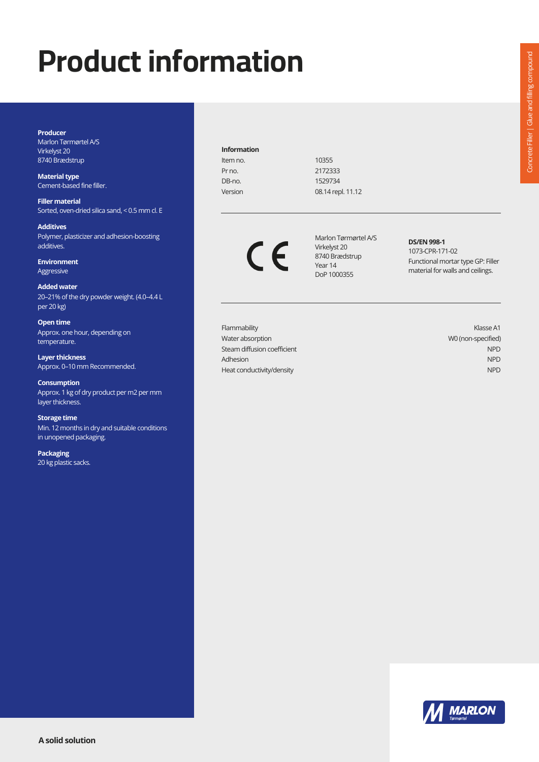# Product information

**Producer**
Marlon Tørmørtel A/S
Virkelyst 20
8740 Brædstrup

**Material type**
Cement-based fine filler.

**Filler material**
Sorted, oven-dried silica sand, < 0.5 mm cl. E

**Additives**
Polymer, plasticizer and adhesion-boosting additives.

**Environment**
Aggressive

**Added water**
20–21% of the dry powder weight. (4.0–4.4 L per 20 kg)

**Open time**
Approx. one hour, depending on temperature.

**Layer thickness**
Approx. 0–10 mm Recommended.

**Consumption**
Approx. 1 kg of dry product per m2 per mm layer thickness.

**Storage time**
Min. 12 months in dry and suitable conditions in unopened packaging.

**Packaging**
20 kg plastic sacks.

**Information**

| | |
|---|---|
| Item no. | 10355 |
| Pr no. | 2172333 |
| DB-no. | 1529734 |
| Version | 08.14 repl. 11.12 |

CE

Marlon Tørmørtel A/S
Virkelyst 20
8740 Brædstrup
Year 14
DoP 1000355

**DS/EN 998-1**
1073-CPR-171-02
Functional mortar type GP: Filler material for walls and ceilings.

| | |
|---|---|
| Flammability | Klasse A1 |
| Water absorption | W0 (non-specified) |
| Steam diffusion coefficient | NPD |
| Adhesion | NPD |
| Heat conductivity/density | NPD |

Concrete Filler | Glue and filling compound

MARLON Tørmørtel

**A solid solution**